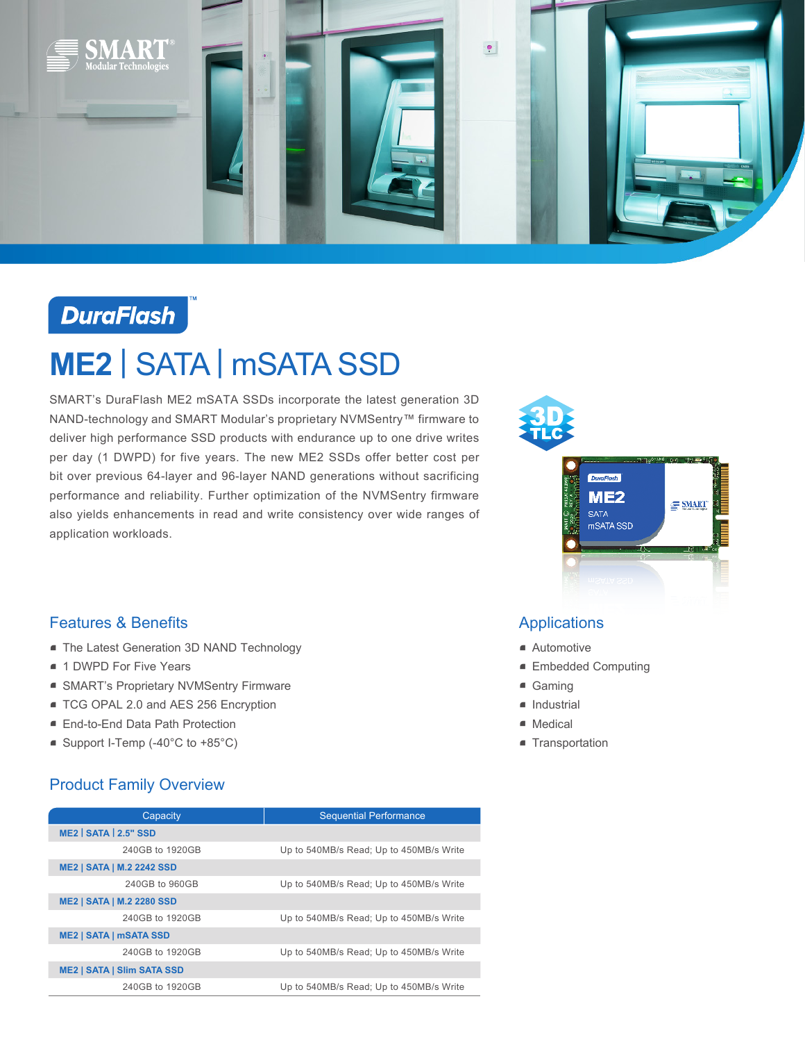DuraFlash™

# ME2 | SATA | mSATA SSD

SMART's DuraFlash ME2 mSATA SSDs incorporate the latest generation 3D NAND-technology and SMART Modular's proprietary NVMSentry™ firmware to deliver high performance SSD products with endurance up to one drive writes per day (1 DWPD) for five years. The new ME2 SSDs offer better cost per bit over previous 64-layer and 96-layer NAND generations without sacrificing performance and reliability. Further optimization of the NVMSentry firmware also yields enhancements in read and write consistency over wide ranges of application workloads.

## Features & Benefits

- The Latest Generation 3D NAND Technology
- 1 DWPD For Five Years
- SMART's Proprietary NVMSentry Firmware
- TCG OPAL 2.0 and AES 256 Encryption
- End-to-End Data Path Protection
- Support I-Temp (-40°C to +85°C)

## Applications

- Automotive
- Embedded Computing
- Gaming
- Industrial
- Medical
- Transportation

## Product Family Overview

| Capacity | Sequential Performance |
|---|---|
| **ME2 \| SATA \| 2.5" SSD** | |
| 240GB to 1920GB | Up to 540MB/s Read; Up to 450MB/s Write |
| **ME2 \| SATA \| M.2 2242 SSD** | |
| 240GB to 960GB | Up to 540MB/s Read; Up to 450MB/s Write |
| **ME2 \| SATA \| M.2 2280 SSD** | |
| 240GB to 1920GB | Up to 540MB/s Read; Up to 450MB/s Write |
| **ME2 \| SATA \| mSATA SSD** | |
| 240GB to 1920GB | Up to 540MB/s Read; Up to 450MB/s Write |
| **ME2 \| SATA \| Slim SATA SSD** | |
| 240GB to 1920GB | Up to 540MB/s Read; Up to 450MB/s Write |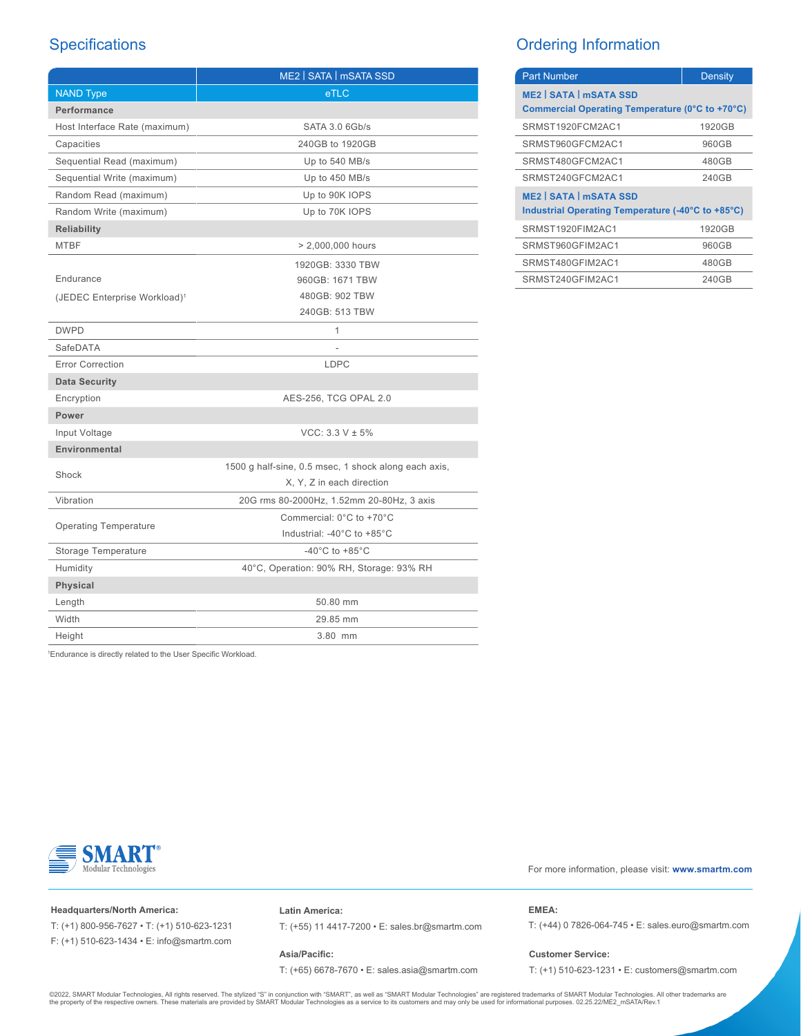## Specifications

| | ME2 \| SATA \| mSATA SSD |
|---|---|
| NAND Type | eTLC |
| **Performance** | |
| Host Interface Rate (maximum) | SATA 3.0 6Gb/s |
| Capacities | 240GB to 1920GB |
| Sequential Read (maximum) | Up to 540 MB/s |
| Sequential Write (maximum) | Up to 450 MB/s |
| Random Read (maximum) | Up to 90K IOPS |
| Random Write (maximum) | Up to 70K IOPS |
| **Reliability** | |
| MTBF | > 2,000,000 hours |
| Endurance (JEDEC Enterprise Workload)[1] | 1920GB: 3330 TBW<br>960GB: 1671 TBW<br>480GB: 902 TBW<br>240GB: 513 TBW |
| DWPD | 1 |
| SafeDATA | - |
| Error Correction | LDPC |
| **Data Security** | |
| Encryption | AES-256, TCG OPAL 2.0 |
| **Power** | |
| Input Voltage | VCC: 3.3 V ± 5% |
| **Environmental** | |
| Shock | 1500 g half-sine, 0.5 msec, 1 shock along each axis, X, Y, Z in each direction |
| Vibration | 20G rms 80-2000Hz, 1.52mm 20-80Hz, 3 axis |
| Operating Temperature | Commercial: 0°C to +70°C<br>Industrial: -40°C to +85°C |
| Storage Temperature | -40°C to +85°C |
| Humidity | 40°C, Operation: 90% RH, Storage: 93% RH |
| **Physical** | |
| Length | 50.80 mm |
| Width | 29.85 mm |
| Height | 3.80 mm |

[1]Endurance is directly related to the User Specific Workload.

## Ordering Information

| Part Number | Density |
|---|---|
| **ME2 \| SATA \| mSATA SSD Commercial Operating Temperature (0°C to +70°C)** | |
| SRMST1920FCM2AC1 | 1920GB |
| SRMST960GFCM2AC1 | 960GB |
| SRMST480GFCM2AC1 | 480GB |
| SRMST240GFCM2AC1 | 240GB |
| **ME2 \| SATA \| mSATA SSD Industrial Operating Temperature (-40°C to +85°C)** | |
| SRMST1920FIM2AC1 | 1920GB |
| SRMST960GFIM2AC1 | 960GB |
| SRMST480GFIM2AC1 | 480GB |
| SRMST240GFIM2AC1 | 240GB |

SMART® Modular Technologies

For more information, please visit: **www.smartm.com**

**Headquarters/North America:**
T: (+1) 800-956-7627 • T: (+1) 510-623-1231
F: (+1) 510-623-1434 • E: info@smartm.com

**Latin America:**
T: (+55) 11 4417-7200 • E: sales.br@smartm.com

**Asia/Pacific:**
T: (+65) 6678-7670 • E: sales.asia@smartm.com

**EMEA:**
T: (+44) 0 7826-064-745 • E: sales.euro@smartm.com

**Customer Service:**
T: (+1) 510-623-1231 • E: customers@smartm.com

©2022, SMART Modular Technologies, All rights reserved. The stylized "S" in conjunction with "SMART", as well as "SMART Modular Technologies" are registered trademarks of SMART Modular Technologies. All other trademarks are the property of the respective owners. These materials are provided by SMART Modular Technologies as a service to its customers and may only be used for informational purposes. 02.25.22/ME2_mSATA/Rev.1